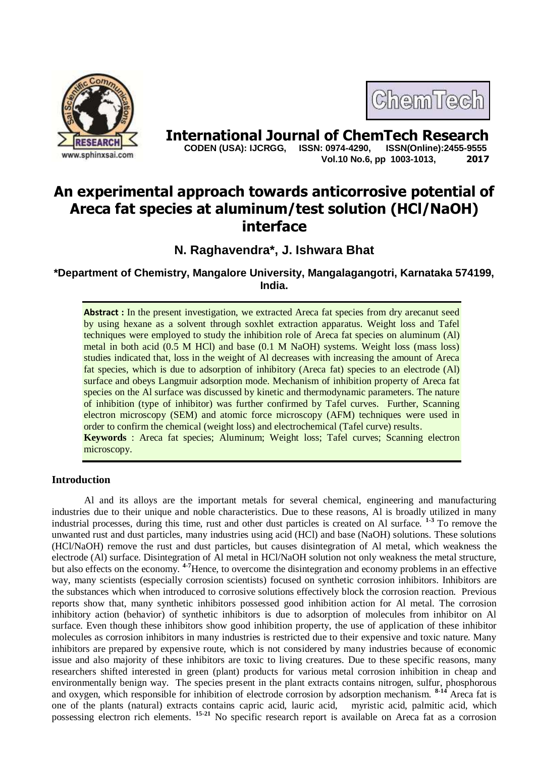# International Journal of ChemTech Research

**CODEN (USA): IJCRGG, ISSN: 0974-4290, ISSN(Online):2455-9555**
**Vol.10 No.6, pp 1003-1013, 2017**

# An experimental approach towards anticorrosive potential of Areca fat species at aluminum/test solution (HCl/NaOH) interface

**N. Raghavendra\*, J. Ishwara Bhat**

**\*Department of Chemistry, Mangalore University, Mangalagangotri, Karnataka 574199, India.**

**Abstract :** In the present investigation, we extracted Areca fat species from dry arecanut seed by using hexane as a solvent through soxhlet extraction apparatus. Weight loss and Tafel techniques were employed to study the inhibition role of Areca fat species on aluminum (Al) metal in both acid (0.5 M HCl) and base (0.1 M NaOH) systems. Weight loss (mass loss) studies indicated that, loss in the weight of Al decreases with increasing the amount of Areca fat species, which is due to adsorption of inhibitory (Areca fat) species to an electrode (Al) surface and obeys Langmuir adsorption mode. Mechanism of inhibition property of Areca fat species on the Al surface was discussed by kinetic and thermodynamic parameters. The nature of inhibition (type of inhibitor) was further confirmed by Tafel curves. Further, Scanning electron microscopy (SEM) and atomic force microscopy (AFM) techniques were used in order to confirm the chemical (weight loss) and electrochemical (Tafel curve) results.

**Keywords** : Areca fat species; Aluminum; Weight loss; Tafel curves; Scanning electron microscopy.

## Introduction

Al and its alloys are the important metals for several chemical, engineering and manufacturing industries due to their unique and noble characteristics. Due to these reasons, Al is broadly utilized in many industrial processes, during this time, rust and other dust particles is created on Al surface. [1-3] To remove the unwanted rust and dust particles, many industries using acid (HCl) and base (NaOH) solutions. These solutions (HCl/NaOH) remove the rust and dust particles, but causes disintegration of Al metal, which weakness the electrode (Al) surface. Disintegration of Al metal in HCl/NaOH solution not only weakness the metal structure, but also effects on the economy. [4-7]Hence, to overcome the disintegration and economy problems in an effective way, many scientists (especially corrosion scientists) focused on synthetic corrosion inhibitors. Inhibitors are the substances which when introduced to corrosive solutions effectively block the corrosion reaction. Previous reports show that, many synthetic inhibitors possessed good inhibition action for Al metal. The corrosion inhibitory action (behavior) of synthetic inhibitors is due to adsorption of molecules from inhibitor on Al surface. Even though these inhibitors show good inhibition property, the use of application of these inhibitor molecules as corrosion inhibitors in many industries is restricted due to their expensive and toxic nature. Many inhibitors are prepared by expensive route, which is not considered by many industries because of economic issue and also majority of these inhibitors are toxic to living creatures. Due to these specific reasons, many researchers shifted interested in green (plant) products for various metal corrosion inhibition in cheap and environmentally benign way. The species present in the plant extracts contains nitrogen, sulfur, phosphorous and oxygen, which responsible for inhibition of electrode corrosion by adsorption mechanism. [8-14] Areca fat is one of the plants (natural) extracts contains capric acid, lauric acid, myristic acid, palmitic acid, which possessing electron rich elements. [15-21] No specific research report is available on Areca fat as a corrosion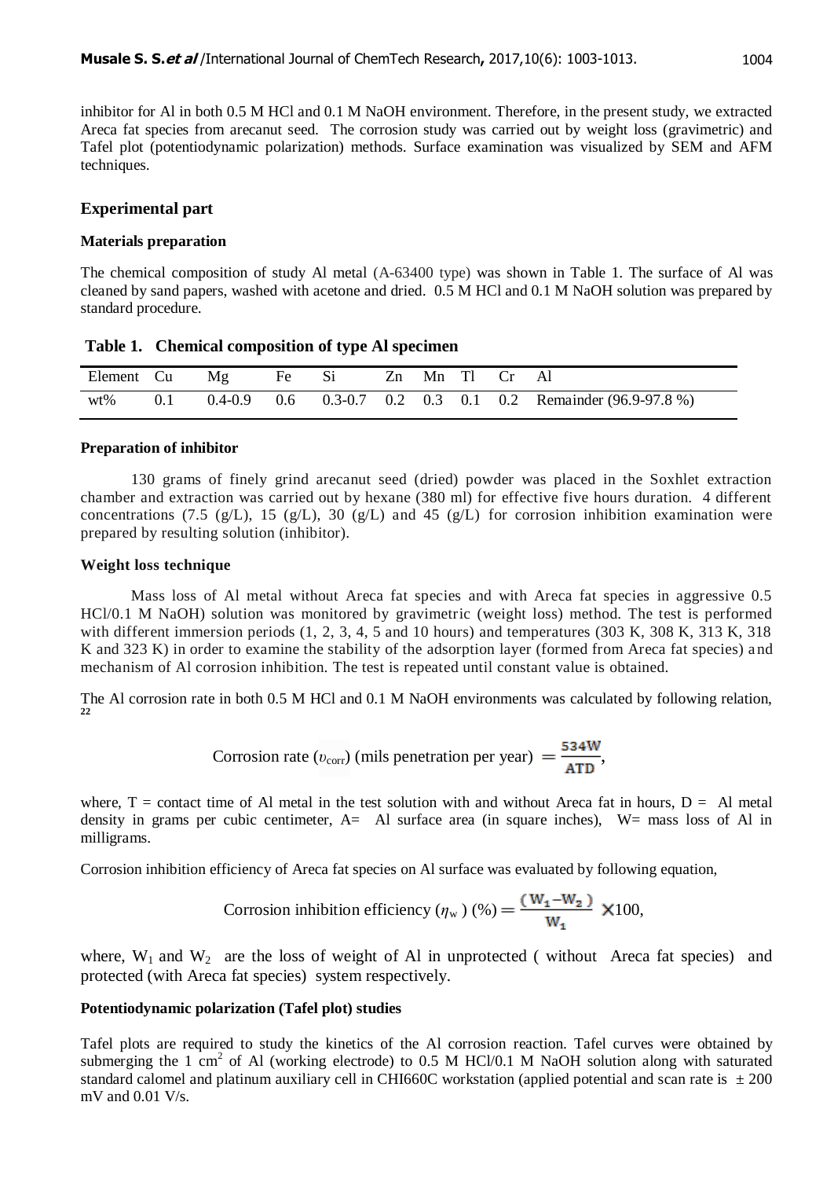inhibitor for Al in both 0.5 M HCl and 0.1 M NaOH environment. Therefore, in the present study, we extracted Areca fat species from arecanut seed. The corrosion study was carried out by weight loss (gravimetric) and Tafel plot (potentiodynamic polarization) methods. Surface examination was visualized by SEM and AFM techniques.

## Experimental part

### Materials preparation

The chemical composition of study Al metal (A-63400 type) was shown in Table 1. The surface of Al was cleaned by sand papers, washed with acetone and dried. 0.5 M HCl and 0.1 M NaOH solution was prepared by standard procedure.

**Table 1. Chemical composition of type Al specimen**

| Element | Cu | Mg | Fe | Si | Zn | Mn | Tl | Cr | Al |
|---|---|---|---|---|---|---|---|---|---|
| wt% | 0.1 | 0.4-0.9 | 0.6 | 0.3-0.7 | 0.2 | 0.3 | 0.1 | 0.2 | Remainder (96.9-97.8 %) |

### Preparation of inhibitor

130 grams of finely grind arecanut seed (dried) powder was placed in the Soxhlet extraction chamber and extraction was carried out by hexane (380 ml) for effective five hours duration. 4 different concentrations (7.5 (g/L), 15 (g/L), 30 (g/L) and 45 (g/L) for corrosion inhibition examination were prepared by resulting solution (inhibitor).

### Weight loss technique

Mass loss of Al metal without Areca fat species and with Areca fat species in aggressive 0.5 HCl/0.1 M NaOH) solution was monitored by gravimetric (weight loss) method. The test is performed with different immersion periods (1, 2, 3, 4, 5 and 10 hours) and temperatures (303 K, 308 K, 313 K, 318 K and 323 K) in order to examine the stability of the adsorption layer (formed from Areca fat species) and mechanism of Al corrosion inhibition. The test is repeated until constant value is obtained.

The Al corrosion rate in both 0.5 M HCl and 0.1 M NaOH environments was calculated by following relation, [22]

$$\text{Corrosion rate } (\upsilon_{\text{corr}}) \text{ (mils penetration per year) } = \frac{534W}{ATD},$$

where, T = contact time of Al metal in the test solution with and without Areca fat in hours, D = Al metal density in grams per cubic centimeter, A= Al surface area (in square inches), W= mass loss of Al in milligrams.

Corrosion inhibition efficiency of Areca fat species on Al surface was evaluated by following equation,

$$\text{Corrosion inhibition efficiency } (\eta_w) \text{ (\%)} = \frac{(W_1 - W_2)}{W_1} \times 100,$$

where, $W_1$ and $W_2$ are the loss of weight of Al in unprotected ( without Areca fat species) and protected (with Areca fat species) system respectively.

### Potentiodynamic polarization (Tafel plot) studies

Tafel plots are required to study the kinetics of the Al corrosion reaction. Tafel curves were obtained by submerging the 1 $cm^2$ of Al (working electrode) to 0.5 M HCl/0.1 M NaOH solution along with saturated standard calomel and platinum auxiliary cell in CHI660C workstation (applied potential and scan rate is ± 200 mV and 0.01 V/s.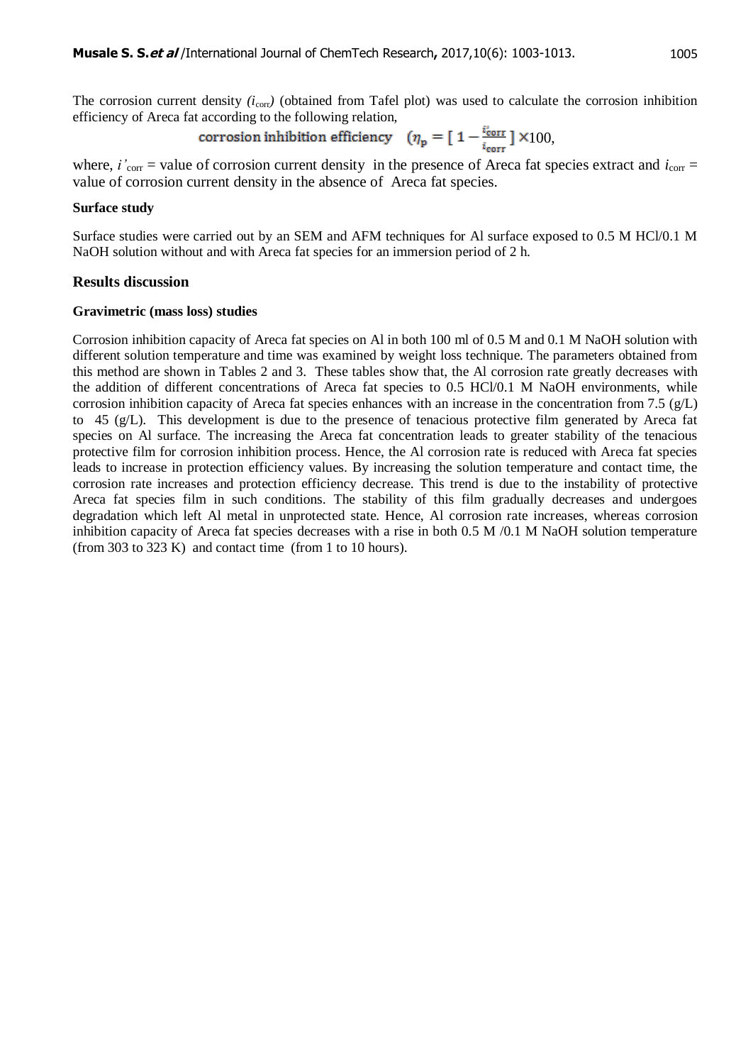The corrosion current density $(i_{corr})$ (obtained from Tafel plot) was used to calculate the corrosion inhibition efficiency of Areca fat according to the following relation,

$$\text{corrosion inhibition efficiency} \quad (\eta_p = [\,1 - \frac{i'_{corr}}{i_{corr}}\,] \times 100,$$

where, $i'_{corr}$ = value of corrosion current density in the presence of Areca fat species extract and $i_{corr}$ = value of corrosion current density in the absence of Areca fat species.

#### Surface study

Surface studies were carried out by an SEM and AFM techniques for Al surface exposed to 0.5 M HCl/0.1 M NaOH solution without and with Areca fat species for an immersion period of 2 h.

### Results discussion

#### Gravimetric (mass loss) studies

Corrosion inhibition capacity of Areca fat species on Al in both 100 ml of 0.5 M and 0.1 M NaOH solution with different solution temperature and time was examined by weight loss technique. The parameters obtained from this method are shown in Tables 2 and 3. These tables show that, the Al corrosion rate greatly decreases with the addition of different concentrations of Areca fat species to 0.5 HCl/0.1 M NaOH environments, while corrosion inhibition capacity of Areca fat species enhances with an increase in the concentration from 7.5 (g/L) to 45 (g/L). This development is due to the presence of tenacious protective film generated by Areca fat species on Al surface. The increasing the Areca fat concentration leads to greater stability of the tenacious protective film for corrosion inhibition process. Hence, the Al corrosion rate is reduced with Areca fat species leads to increase in protection efficiency values. By increasing the solution temperature and contact time, the corrosion rate increases and protection efficiency decrease. This trend is due to the instability of protective Areca fat species film in such conditions. The stability of this film gradually decreases and undergoes degradation which left Al metal in unprotected state. Hence, Al corrosion rate increases, whereas corrosion inhibition capacity of Areca fat species decreases with a rise in both 0.5 M /0.1 M NaOH solution temperature (from 303 to 323 K) and contact time (from 1 to 10 hours).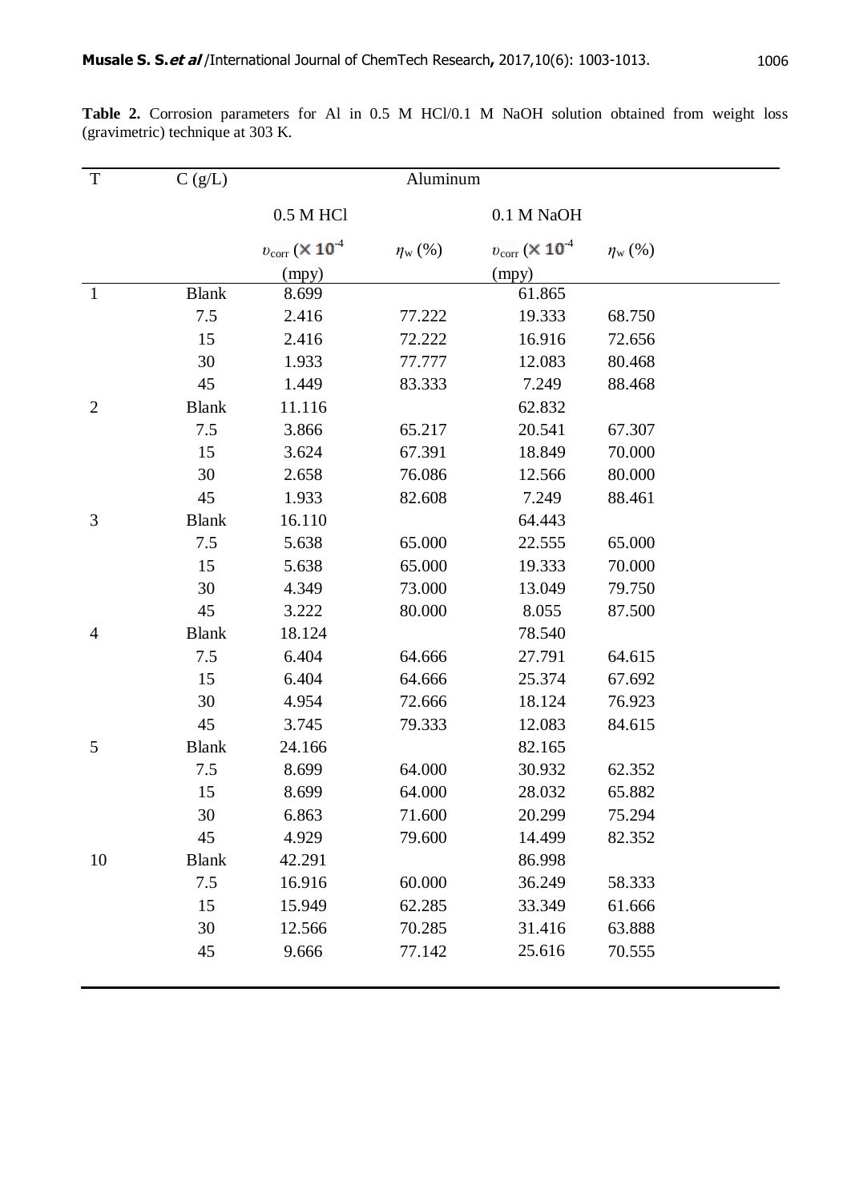**Table 2.** Corrosion parameters for Al in 0.5 M HCl/0.1 M NaOH solution obtained from weight loss (gravimetric) technique at 303 K.

| T | C (g/L) | Aluminum | | | |
|---|---|---|---|---|---|
| | | 0.5 M HCl | | 0.1 M NaOH | |
| | | $\upsilon_{corr}$ ($\times 10^{-4}$ (mpy) | $\eta_w$ (%) | $\upsilon_{corr}$ ($\times 10^{-4}$ (mpy) | $\eta_w$ (%) |
| 1 | Blank | 8.699 | | 61.865 | |
| | 7.5 | 2.416 | 77.222 | 19.333 | 68.750 |
| | 15 | 2.416 | 72.222 | 16.916 | 72.656 |
| | 30 | 1.933 | 77.777 | 12.083 | 80.468 |
| | 45 | 1.449 | 83.333 | 7.249 | 88.468 |
| 2 | Blank | 11.116 | | 62.832 | |
| | 7.5 | 3.866 | 65.217 | 20.541 | 67.307 |
| | 15 | 3.624 | 67.391 | 18.849 | 70.000 |
| | 30 | 2.658 | 76.086 | 12.566 | 80.000 |
| | 45 | 1.933 | 82.608 | 7.249 | 88.461 |
| 3 | Blank | 16.110 | | 64.443 | |
| | 7.5 | 5.638 | 65.000 | 22.555 | 65.000 |
| | 15 | 5.638 | 65.000 | 19.333 | 70.000 |
| | 30 | 4.349 | 73.000 | 13.049 | 79.750 |
| | 45 | 3.222 | 80.000 | 8.055 | 87.500 |
| 4 | Blank | 18.124 | | 78.540 | |
| | 7.5 | 6.404 | 64.666 | 27.791 | 64.615 |
| | 15 | 6.404 | 64.666 | 25.374 | 67.692 |
| | 30 | 4.954 | 72.666 | 18.124 | 76.923 |
| | 45 | 3.745 | 79.333 | 12.083 | 84.615 |
| 5 | Blank | 24.166 | | 82.165 | |
| | 7.5 | 8.699 | 64.000 | 30.932 | 62.352 |
| | 15 | 8.699 | 64.000 | 28.032 | 65.882 |
| | 30 | 6.863 | 71.600 | 20.299 | 75.294 |
| | 45 | 4.929 | 79.600 | 14.499 | 82.352 |
| 10 | Blank | 42.291 | | 86.998 | |
| | 7.5 | 16.916 | 60.000 | 36.249 | 58.333 |
| | 15 | 15.949 | 62.285 | 33.349 | 61.666 |
| | 30 | 12.566 | 70.285 | 31.416 | 63.888 |
| | 45 | 9.666 | 77.142 | 25.616 | 70.555 |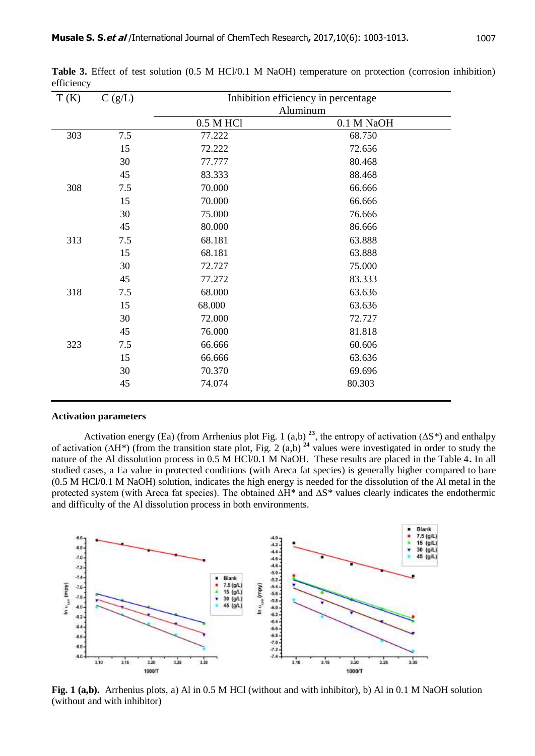**Table 3.** Effect of test solution (0.5 M HCl/0.1 M NaOH) temperature on protection (corrosion inhibition) efficiency

| T (K) | C (g/L) | Inhibition efficiency in percentage | |
|---|---|---|---|
| | | Aluminum | |
| | | 0.5 M HCl | 0.1 M NaOH |
| 303 | 7.5 | 77.222 | 68.750 |
| | 15 | 72.222 | 72.656 |
| | 30 | 77.777 | 80.468 |
| | 45 | 83.333 | 88.468 |
| 308 | 7.5 | 70.000 | 66.666 |
| | 15 | 70.000 | 66.666 |
| | 30 | 75.000 | 76.666 |
| | 45 | 80.000 | 86.666 |
| 313 | 7.5 | 68.181 | 63.888 |
| | 15 | 68.181 | 63.888 |
| | 30 | 72.727 | 75.000 |
| | 45 | 77.272 | 83.333 |
| 318 | 7.5 | 68.000 | 63.636 |
| | 15 | 68.000 | 63.636 |
| | 30 | 72.000 | 72.727 |
| | 45 | 76.000 | 81.818 |
| 323 | 7.5 | 66.666 | 60.606 |
| | 15 | 66.666 | 63.636 |
| | 30 | 70.370 | 69.696 |
| | 45 | 74.074 | 80.303 |

**Activation parameters**

Activation energy (Ea) (from Arrhenius plot Fig. 1 (a,b) [23], the entropy of activation ($\Delta S^*$) and enthalpy of activation ($\Delta H^*$) (from the transition state plot, Fig. 2 (a,b) [24] values were investigated in order to study the nature of the Al dissolution process in 0.5 M HCl/0.1 M NaOH. These results are placed in the Table 4**.** In all studied cases, a Ea value in protected conditions (with Areca fat species) is generally higher compared to bare (0.5 M HCl/0.1 M NaOH) solution, indicates the high energy is needed for the dissolution of the Al metal in the protected system (with Areca fat species). The obtained $\Delta H^*$ and $\Delta S^*$ values clearly indicates the endothermic and difficulty of the Al dissolution process in both environments.

**Fig. 1 (a,b).** Arrhenius plots, a) Al in 0.5 M HCl (without and with inhibitor), b) Al in 0.1 M NaOH solution (without and with inhibitor)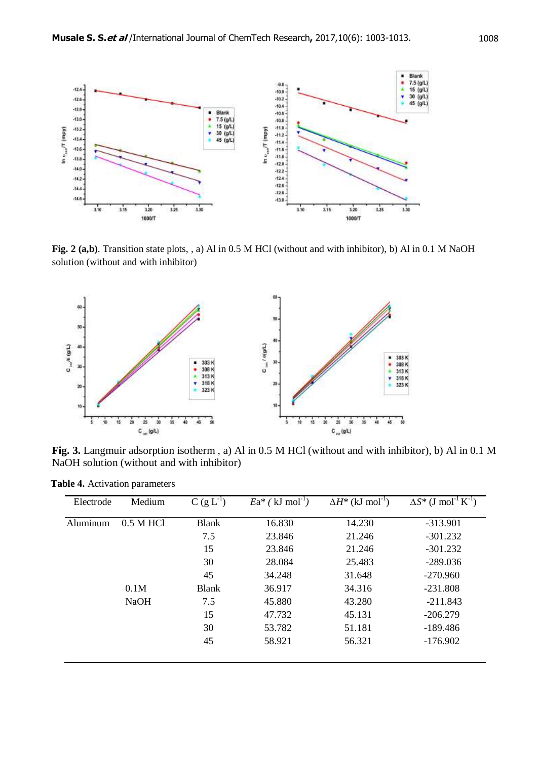**Fig. 2 (a,b)**. Transition state plots, , a) Al in 0.5 M HCl (without and with inhibitor), b) Al in 0.1 M NaOH solution (without and with inhibitor)

**Fig. 3.** Langmuir adsorption isotherm , a) Al in 0.5 M HCl (without and with inhibitor), b) Al in 0.1 M NaOH solution (without and with inhibitor)

**Table 4.** Activation parameters

| Electrode | Medium | C (g $L^{-1}$) | $Ea^*$ ( kJ $mol^{-1}$) | $\Delta H^*$ (kJ $mol^{-1}$) | $\Delta S^*$ (J $mol^{-1}$ $K^{-1}$) |
|---|---|---|---|---|---|
| Aluminum | 0.5 M HCl | Blank | 16.830 | 14.230 | -313.901 |
| | | 7.5 | 23.846 | 21.246 | -301.232 |
| | | 15 | 23.846 | 21.246 | -301.232 |
| | | 30 | 28.084 | 25.483 | -289.036 |
| | | 45 | 34.248 | 31.648 | -270.960 |
| | 0.1M NaOH | Blank | 36.917 | 34.316 | -231.808 |
| | | 7.5 | 45.880 | 43.280 | -211.843 |
| | | 15 | 47.732 | 45.131 | -206.279 |
| | | 30 | 53.782 | 51.181 | -189.486 |
| | | 45 | 58.921 | 56.321 | -176.902 |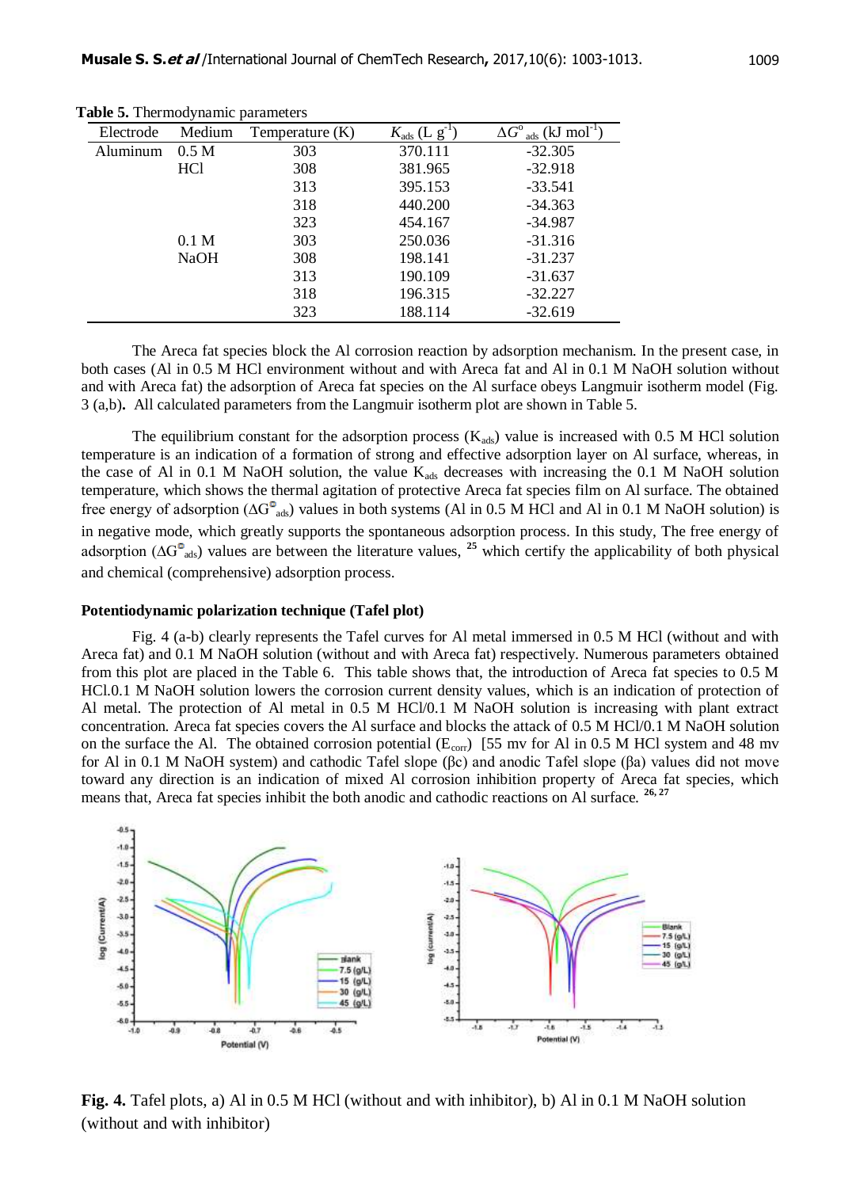**Table 5.** Thermodynamic parameters

| Electrode | Medium | Temperature (K) | $K_{ads}$ (L g$^{-1}$) | $\Delta G^{o}_{ads}$ (kJ mol$^{-1}$) |
|---|---|---|---|---|
| Aluminum | 0.5 M HCl | 303 | 370.111 | -32.305 |
| | | 308 | 381.965 | -32.918 |
| | | 313 | 395.153 | -33.541 |
| | | 318 | 440.200 | -34.363 |
| | | 323 | 454.167 | -34.987 |
| | 0.1 M NaOH | 303 | 250.036 | -31.316 |
| | | 308 | 198.141 | -31.237 |
| | | 313 | 190.109 | -31.637 |
| | | 318 | 196.315 | -32.227 |
| | | 323 | 188.114 | -32.619 |

The Areca fat species block the Al corrosion reaction by adsorption mechanism. In the present case, in both cases (Al in 0.5 M HCl environment without and with Areca fat and Al in 0.1 M NaOH solution without and with Areca fat) the adsorption of Areca fat species on the Al surface obeys Langmuir isotherm model (Fig. 3 (a,b). All calculated parameters from the Langmuir isotherm plot are shown in Table 5.

The equilibrium constant for the adsorption process ($K_{ads}$) value is increased with 0.5 M HCl solution temperature is an indication of a formation of strong and effective adsorption layer on Al surface, whereas, in the case of Al in 0.1 M NaOH solution, the value $K_{ads}$ decreases with increasing the 0.1 M NaOH solution temperature, which shows the thermal agitation of protective Areca fat species film on Al surface. The obtained free energy of adsorption ($\Delta G^{o}_{ads}$) values in both systems (Al in 0.5 M HCl and Al in 0.1 M NaOH solution) is in negative mode, which greatly supports the spontaneous adsorption process. In this study, The free energy of adsorption ($\Delta G^{o}_{ads}$) values are between the literature values, [25] which certify the applicability of both physical and chemical (comprehensive) adsorption process.

### Potentiodynamic polarization technique (Tafel plot)

Fig. 4 (a-b) clearly represents the Tafel curves for Al metal immersed in 0.5 M HCl (without and with Areca fat) and 0.1 M NaOH solution (without and with Areca fat) respectively. Numerous parameters obtained from this plot are placed in the Table 6. This table shows that, the introduction of Areca fat species to 0.5 M HCl.0.1 M NaOH solution lowers the corrosion current density values, which is an indication of protection of Al metal. The protection of Al metal in 0.5 M HCl/0.1 M NaOH solution is increasing with plant extract concentration. Areca fat species covers the Al surface and blocks the attack of 0.5 M HCl/0.1 M NaOH solution on the surface the Al. The obtained corrosion potential ($E_{corr}$) [55 mv for Al in 0.5 M HCl system and 48 mv for Al in 0.1 M NaOH system) and cathodic Tafel slope (βc) and anodic Tafel slope (βa) values did not move toward any direction is an indication of mixed Al corrosion inhibition property of Areca fat species, which means that, Areca fat species inhibit the both anodic and cathodic reactions on Al surface. [26, 27]

**Fig. 4.** Tafel plots, a) Al in 0.5 M HCl (without and with inhibitor), b) Al in 0.1 M NaOH solution (without and with inhibitor)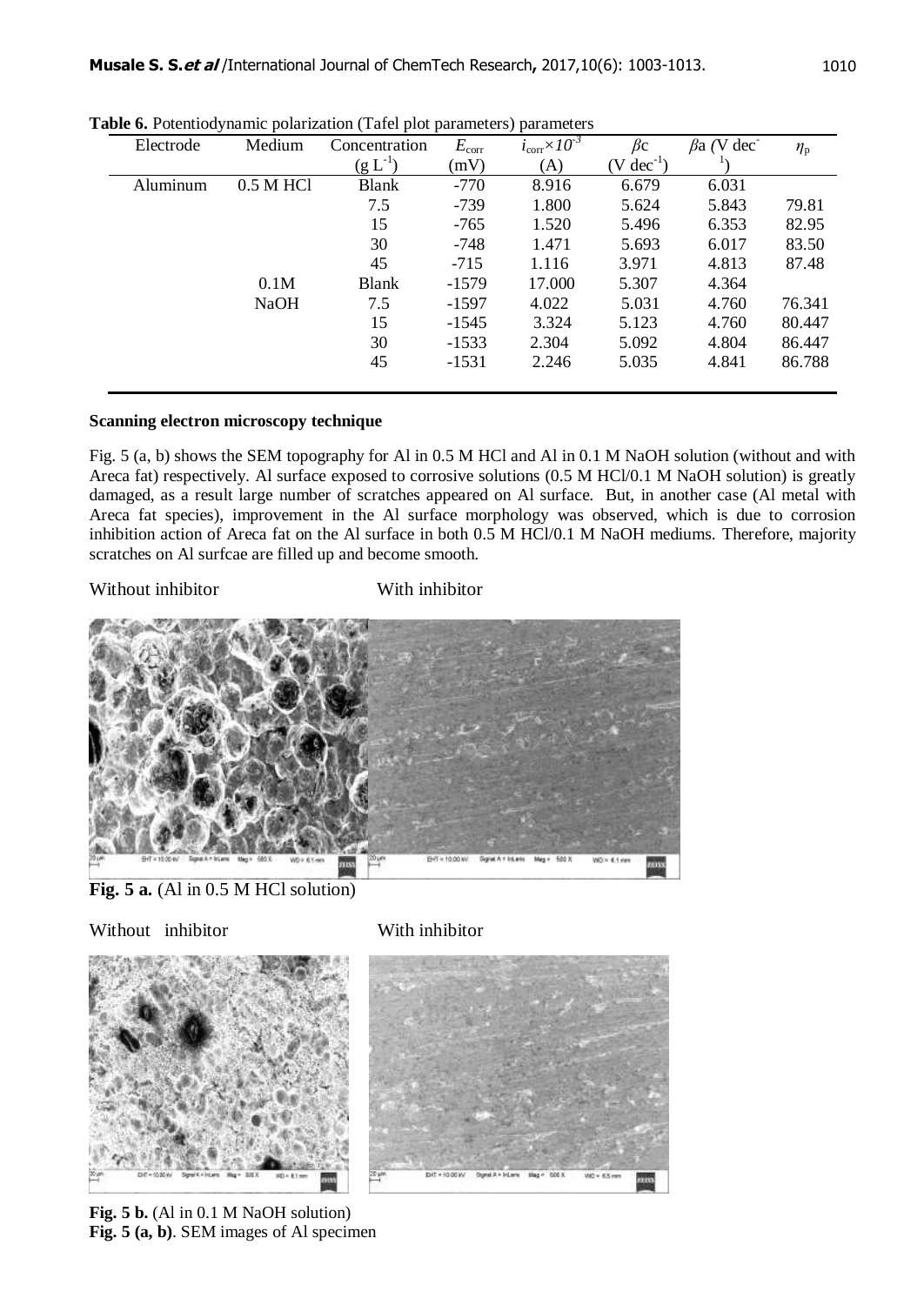**Table 6.** Potentiodynamic polarization (Tafel plot parameters) parameters

| Electrode | Medium | Concentration ($g\,L^{-1}$) | $E_{corr}$ (mV) | $i_{corr}\times10^{-3}$ (A) | $\beta c$ ($V\,dec^{-1}$) | $\beta a$ ($V\,dec^{-1}$) | $\eta_p$ |
|---|---|---|---|---|---|---|---|
| Aluminum | 0.5 M HCl | Blank | -770 | 8.916 | 6.679 | 6.031 | |
| | | 7.5 | -739 | 1.800 | 5.624 | 5.843 | 79.81 |
| | | 15 | -765 | 1.520 | 5.496 | 6.353 | 82.95 |
| | | 30 | -748 | 1.471 | 5.693 | 6.017 | 83.50 |
| | | 45 | -715 | 1.116 | 3.971 | 4.813 | 87.48 |
| | 0.1M NaOH | Blank | -1579 | 17.000 | 5.307 | 4.364 | |
| | | 7.5 | -1597 | 4.022 | 5.031 | 4.760 | 76.341 |
| | | 15 | -1545 | 3.324 | 5.123 | 4.760 | 80.447 |
| | | 30 | -1533 | 2.304 | 5.092 | 4.804 | 86.447 |
| | | 45 | -1531 | 2.246 | 5.035 | 4.841 | 86.788 |

**Scanning electron microscopy technique**

Fig. 5 (a, b) shows the SEM topography for Al in 0.5 M HCl and Al in 0.1 M NaOH solution (without and with Areca fat) respectively. Al surface exposed to corrosive solutions (0.5 M HCl/0.1 M NaOH solution) is greatly damaged, as a result large number of scratches appeared on Al surface. But, in another case (Al metal with Areca fat species), improvement in the Al surface morphology was observed, which is due to corrosion inhibition action of Areca fat on the Al surface in both 0.5 M HCl/0.1 M NaOH mediums. Therefore, majority scratches on Al surfcae are filled up and become smooth.

Without inhibitor With inhibitor

**Fig. 5 a.** (Al in 0.5 M HCl solution)

Without inhibitor With inhibitor

**Fig. 5 b.** (Al in 0.1 M NaOH solution)

**Fig. 5 (a, b)**. SEM images of Al specimen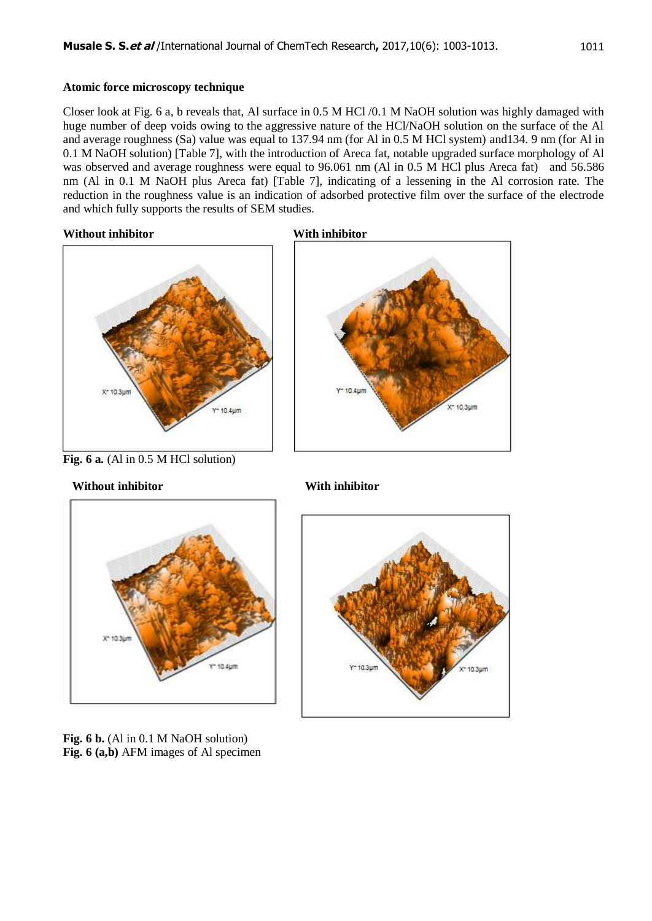**Atomic force microscopy technique**

Closer look at Fig. 6 a, b reveals that, Al surface in 0.5 M HCl /0.1 M NaOH solution was highly damaged with huge number of deep voids owing to the aggressive nature of the HCl/NaOH solution on the surface of the Al and average roughness (Sa) value was equal to 137.94 nm (for Al in 0.5 M HCl system) and134. 9 nm (for Al in 0.1 M NaOH solution) [Table 7], with the introduction of Areca fat, notable upgraded surface morphology of Al was observed and average roughness were equal to 96.061 nm (Al in 0.5 M HCl plus Areca fat) and 56.586 nm (Al in 0.1 M NaOH plus Areca fat) [Table 7], indicating of a lessening in the Al corrosion rate. The reduction in the roughness value is an indication of adsorbed protective film over the surface of the electrode and which fully supports the results of SEM studies.

**Without inhibitor** **With inhibitor**

**Fig. 6 a.** (Al in 0.5 M HCl solution)

**Without inhibitor** **With inhibitor**

**Fig. 6 b.** (Al in 0.1 M NaOH solution)

**Fig. 6 (a,b)** AFM images of Al specimen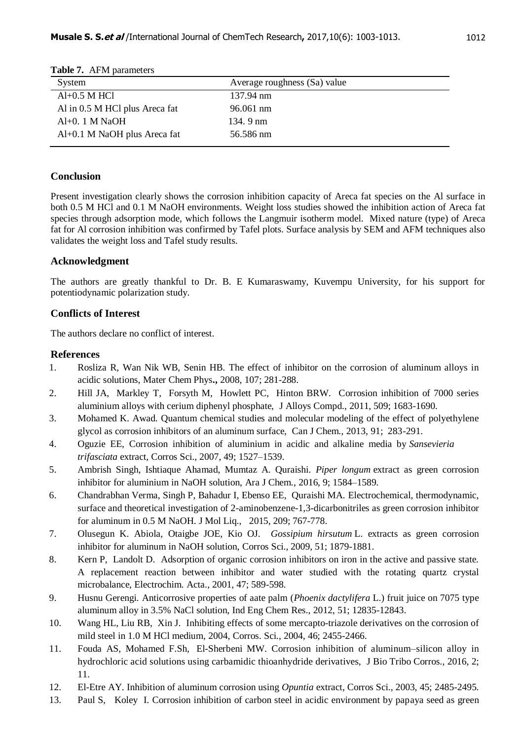**Table 7.** AFM parameters

| System | Average roughness (Sa) value |
|---|---|
| Al+0.5 M HCl | 137.94 nm |
| Al in 0.5 M HCl plus Areca fat | 96.061 nm |
| Al+0. 1 M NaOH | 134. 9 nm |
| Al+0.1 M NaOH plus Areca fat | 56.586 nm |

## Conclusion

Present investigation clearly shows the corrosion inhibition capacity of Areca fat species on the Al surface in both 0.5 M HCl and 0.1 M NaOH environments. Weight loss studies showed the inhibition action of Areca fat species through adsorption mode, which follows the Langmuir isotherm model. Mixed nature (type) of Areca fat for Al corrosion inhibition was confirmed by Tafel plots. Surface analysis by SEM and AFM techniques also validates the weight loss and Tafel study results.

## Acknowledgment

The authors are greatly thankful to Dr. B. E Kumaraswamy, Kuvempu University, for his support for potentiodynamic polarization study.

## Conflicts of Interest

The authors declare no conflict of interest.

## References

1. Rosliza R, Wan Nik WB, Senin HB. The effect of inhibitor on the corrosion of aluminum alloys in acidic solutions, Mater Chem Phys**.,** 2008, 107; 281-288.
2. Hill JA, Markley T, Forsyth M, Howlett PC, Hinton BRW. Corrosion inhibition of 7000 series aluminium alloys with cerium diphenyl phosphate, J Alloys Compd., 2011, 509; 1683-1690.
3. Mohamed K. Awad. Quantum chemical studies and molecular modeling of the effect of polyethylene glycol as corrosion inhibitors of an aluminum surface, Can J Chem., 2013, 91; 283-291.
4. Oguzie EE, Corrosion inhibition of aluminium in acidic and alkaline media by *Sansevieria trifasciata* extract, Corros Sci., 2007, 49; 1527–1539.
5. Ambrish Singh, Ishtiaque Ahamad, Mumtaz A. Quraishi. *Piper longum* extract as green corrosion inhibitor for aluminium in NaOH solution, Ara J Chem., 2016, 9; 1584–1589.
6. Chandrabhan Verma, Singh P, Bahadur I, Ebenso EE, Quraishi MA. Electrochemical, thermodynamic, surface and theoretical investigation of 2-aminobenzene-1,3-dicarbonitriles as green corrosion inhibitor for aluminum in 0.5 M NaOH. J Mol Liq., 2015, 209; 767-778.
7. Olusegun K. Abiola, Otaigbe JOE, Kio OJ. *Gossipium hirsutum* L. extracts as green corrosion inhibitor for aluminum in NaOH solution, Corros Sci., 2009, 51; 1879-1881.
8. Kern P, Landolt D. Adsorption of organic corrosion inhibitors on iron in the active and passive state. A replacement reaction between inhibitor and water studied with the rotating quartz crystal microbalance, Electrochim. Acta., 2001, 47; 589-598.
9. Husnu Gerengi. Anticorrosive properties of aate palm (*Phoenix dactylifera* L.) fruit juice on 7075 type aluminum alloy in 3.5% NaCl solution, Ind Eng Chem Res., 2012, 51; 12835-12843.
10. Wang HL, Liu RB, Xin J. Inhibiting effects of some mercapto-triazole derivatives on the corrosion of mild steel in 1.0 M HCl medium, 2004, Corros. Sci., 2004, 46; 2455-2466.
11. Fouda AS, Mohamed F.Sh, El-Sherbeni MW. Corrosion inhibition of aluminum–silicon alloy in hydrochloric acid solutions using carbamidic thioanhydride derivatives, J Bio Tribo Corros., 2016, 2; 11.
12. El-Etre AY. Inhibition of aluminum corrosion using *Opuntia* extract, Corros Sci., 2003, 45; 2485-2495.
13. Paul S, Koley I. Corrosion inhibition of carbon steel in acidic environment by papaya seed as green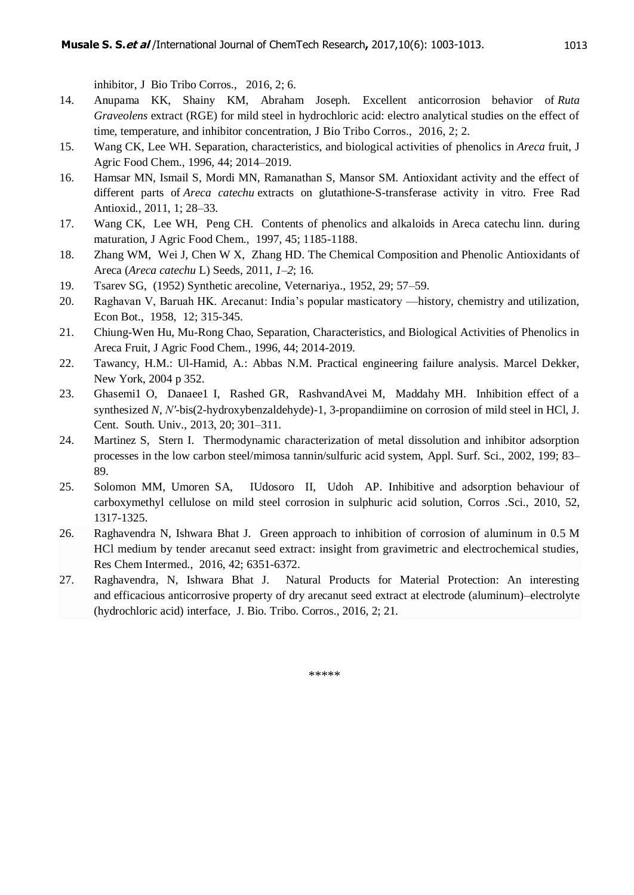inhibitor, J Bio Tribo Corros., 2016, 2; 6.

14. Anupama KK, Shainy KM, Abraham Joseph. Excellent anticorrosion behavior of *Ruta Graveolens* extract (RGE) for mild steel in hydrochloric acid: electro analytical studies on the effect of time, temperature, and inhibitor concentration, J Bio Tribo Corros., 2016, 2; 2.
15. Wang CK, Lee WH. Separation, characteristics, and biological activities of phenolics in *Areca* fruit, J Agric Food Chem., 1996, 44; 2014–2019.
16. Hamsar MN, Ismail S, Mordi MN, Ramanathan S, Mansor SM. Antioxidant activity and the effect of different parts of *Areca catechu* extracts on glutathione-S-transferase activity in vitro. Free Rad Antioxid., 2011, 1; 28–33.
17. Wang CK, Lee WH, Peng CH. Contents of phenolics and alkaloids in Areca catechu linn. during maturation, J Agric Food Chem., 1997, 45; 1185-1188.
18. Zhang WM, Wei J, Chen W X, Zhang HD. The Chemical Composition and Phenolic Antioxidants of Areca (*Areca catechu* L) Seeds, 2011, *1–2*; 16.
19. Tsarev SG, (1952) Synthetic arecoline, Veternariya., 1952, 29; 57–59.
20. Raghavan V, Baruah HK. Arecanut: India's popular masticatory —history, chemistry and utilization, Econ Bot., 1958, 12; 315-345.
21. Chiung-Wen Hu, Mu-Rong Chao, Separation, Characteristics, and Biological Activities of Phenolics in Areca Fruit, J Agric Food Chem., 1996, 44; 2014-2019.
22. Tawancy, H.M.: Ul-Hamid, A.: Abbas N.M. Practical engineering failure analysis. Marcel Dekker, New York, 2004 p 352.
23. Ghasemi1 O, Danaee1 I, Rashed GR, RashvandAvei M, Maddahy MH. Inhibition effect of a synthesized *N*, *N′*-bis(2-hydroxybenzaldehyde)-1, 3-propandiimine on corrosion of mild steel in HCl, J. Cent. South. Univ., 2013, 20; 301–311.
24. Martinez S, Stern I. Thermodynamic characterization of metal dissolution and inhibitor adsorption processes in the low carbon steel/mimosa tannin/sulfuric acid system, Appl. Surf. Sci., 2002, 199; 83–89.
25. Solomon MM, Umoren SA, IUdosoro II, Udoh AP. Inhibitive and adsorption behaviour of carboxymethyl cellulose on mild steel corrosion in sulphuric acid solution, Corros .Sci., 2010, 52, 1317-1325.
26. Raghavendra N, Ishwara Bhat J. Green approach to inhibition of corrosion of aluminum in 0.5 M HCl medium by tender arecanut seed extract: insight from gravimetric and electrochemical studies, Res Chem Intermed., 2016, 42; 6351-6372.
27. Raghavendra, N, Ishwara Bhat J. Natural Products for Material Protection: An interesting and efficacious anticorrosive property of dry arecanut seed extract at electrode (aluminum)–electrolyte (hydrochloric acid) interface, J. Bio. Tribo. Corros., 2016, 2; 21.

*****